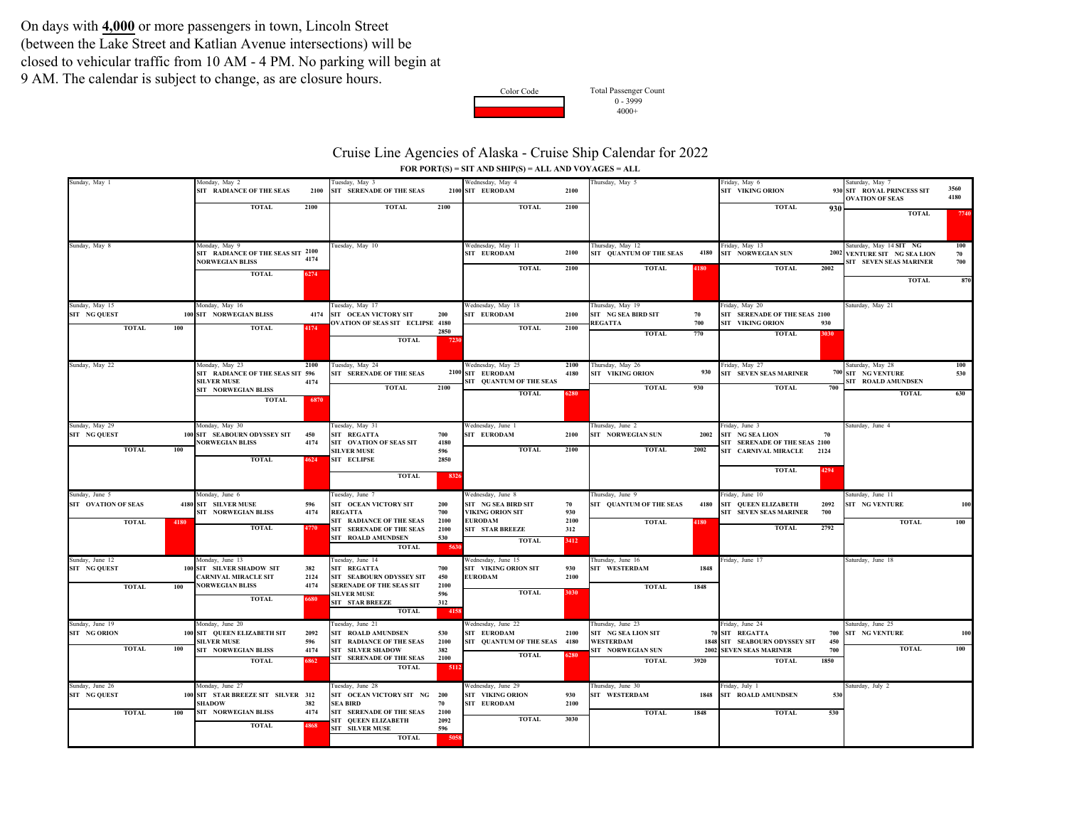On days with **4,000** or more passengers in town, Lincoln Street (between the Lake Street and Katlian Avenue intersections) will be closed to vehicular traffic from 10 AM - 4 PM. No parking will begin at 9 AM. The calendar is subject to change, as are closure hours.

| Color Code | Total Passenger Count |
|---|---|
| (white) | 0 - 3999 |
| (red) | 4000+ |

# Cruise Line Agencies of Alaska - Cruise Ship Calendar for 2022

**FOR PORT(S) = SIT AND SHIP(S) = ALL AND VOYAGES = ALL**

| Sunday | Monday | Tuesday | Wednesday | Thursday | Friday | Saturday |
|---|---|---|---|---|---|---|
| Sunday, May 1 | Monday, May 2<br>SIT RADIANCE OF THE SEAS 2100<br>TOTAL 2100 | Tuesday, May 3<br>SIT SERENADE OF THE SEAS 2100<br>TOTAL 2100 | Wednesday, May 4<br>SIT EURODAM 2100<br>TOTAL 2100 | Thursday, May 5 | Friday, May 6<br>SIT VIKING ORION 930<br>TOTAL 930 | Saturday, May 7<br>SIT ROYAL PRINCESS SIT 3560<br>OVATION OF SEAS 4180<br>TOTAL 7740 |
| Sunday, May 8 | Monday, May 9<br>SIT RADIANCE OF THE SEAS SIT 2100<br>NORWEGIAN BLISS 4174<br>TOTAL 6274 | Tuesday, May 10 | Wednesday, May 11<br>SIT EURODAM 2100<br>TOTAL 2100 | Thursday, May 12<br>SIT QUANTUM OF THE SEAS 4180<br>TOTAL 4180 | Friday, May 13<br>SIT NORWEGIAN SUN 2002<br>TOTAL 2002 | Saturday, May 14 SIT NG 100<br>VENTURE SIT NG SEA LION 70<br>SIT SEVEN SEAS MARINER 700<br>TOTAL 870 |
| Sunday, May 15<br>SIT NG QUEST 100<br>TOTAL 100 | Monday, May 16<br>SIT NORWEGIAN BLISS 4174<br>TOTAL 4174 | Tuesday, May 17<br>SIT OCEAN VICTORY SIT 200<br>OVATION OF SEAS SIT ECLIPSE 4180<br>2850<br>TOTAL 7230 | Wednesday, May 18<br>SIT EURODAM 2100<br>TOTAL 2100 | Thursday, May 19<br>SIT NG SEA BIRD SIT 70<br>REGATTA 700<br>TOTAL 770 | Friday, May 20<br>SIT SERENADE OF THE SEAS 2100<br>SIT VIKING ORION 930<br>TOTAL 3030 | Saturday, May 21 |
| Sunday, May 22 | Monday, May 23 2100<br>SIT RADIANCE OF THE SEAS SIT 596<br>SILVER MUSE 4174<br>SIT NORWEGIAN BLISS<br>TOTAL 6870 | Tuesday, May 24<br>SIT SERENADE OF THE SEAS 2100<br>TOTAL 2100 | Wednesday, May 25 2100<br>SIT EURODAM 4180<br>SIT QUANTUM OF THE SEAS<br>TOTAL 6280 | Thursday, May 26<br>SIT VIKING ORION 930<br>TOTAL 930 | Friday, May 27<br>SIT SEVEN SEAS MARINER 700<br>TOTAL 700 | Saturday, May 28 100<br>SIT NG VENTURE 530<br>SIT ROALD AMUNDSEN<br>TOTAL 630 |
| Sunday, May 29<br>SIT NG QUEST 100<br>TOTAL 100 | Monday, May 30<br>SIT SEABOURN ODYSSEY SIT 450<br>NORWEGIAN BLISS 4174<br>TOTAL 4624 | Tuesday, May 31<br>SIT REGATTA 700<br>SIT OVATION OF SEAS SIT 4180<br>SILVER MUSE 596<br>SIT ECLIPSE 2850<br>TOTAL 8326 | Wednesday, June 1<br>SIT EURODAM 2100<br>TOTAL 2100 | Thursday, June 2<br>SIT NORWEGIAN SUN 2002<br>TOTAL 2002 | Friday, June 3<br>SIT NG SEA LION 70<br>SIT SERENADE OF THE SEAS 2100<br>SIT CARNIVAL MIRACLE 2124<br>TOTAL 4294 | Saturday, June 4 |
| Sunday, June 5<br>SIT OVATION OF SEAS 4180<br>TOTAL 4180 | Monday, June 6<br>SIT SILVER MUSE 596<br>SIT NORWEGIAN BLISS 4174<br>TOTAL 4770 | Tuesday, June 7<br>SIT OCEAN VICTORY SIT 200<br>REGATTA 700<br>SIT RADIANCE OF THE SEAS 2100<br>SIT SERENADE OF THE SEAS 2100<br>SIT ROALD AMUNDSEN 530<br>TOTAL 5630 | Wednesday, June 8<br>SIT NG SEA BIRD SIT 70<br>VIKING ORION SIT 930<br>EURODAM 2100<br>SIT STAR BREEZE 312<br>TOTAL 3412 | Thursday, June 9<br>SIT QUANTUM OF THE SEAS 4180<br>TOTAL 4180 | Friday, June 10<br>SIT QUEEN ELIZABETH 2092<br>SIT SEVEN SEAS MARINER 700<br>TOTAL 2792 | Saturday, June 11<br>SIT NG VENTURE 100<br>TOTAL 100 |
| Sunday, June 12<br>SIT NG QUEST 100<br>TOTAL 100 | Monday, June 13<br>SIT SILVER SHADOW SIT 382<br>CARNIVAL MIRACLE SIT 2124<br>NORWEGIAN BLISS 4174<br>TOTAL 6680 | Tuesday, June 14<br>SIT REGATTA 700<br>SIT SEABOURN ODYSSEY SIT 450<br>SERENADE OF THE SEAS SIT 2100<br>SILVER MUSE 596<br>SIT STAR BREEZE 312<br>TOTAL 4158 | Wednesday, June 15<br>SIT VIKING ORION SIT 930<br>EURODAM 2100<br>TOTAL 3030 | Thursday, June 16<br>SIT WESTERDAM 1848<br>TOTAL 1848 | Friday, June 17 | Saturday, June 18 |
| Sunday, June 19<br>SIT NG ORION 100<br>TOTAL 100 | Monday, June 20<br>SIT QUEEN ELIZABETH SIT 2092<br>SILVER MUSE 596<br>SIT NORWEGIAN BLISS 4174<br>TOTAL 6862 | Tuesday, June 21<br>SIT ROALD AMUNDSEN 530<br>SIT RADIANCE OF THE SEAS 2100<br>SIT SILVER SHADOW 382<br>SIT SERENADE OF THE SEAS 2100<br>TOTAL 5112 | Wednesday, June 22<br>SIT EURODAM 2100<br>SIT QUANTUM OF THE SEAS 4180<br>TOTAL 6280 | Thursday, June 23<br>SIT NG SEA LION SIT 70<br>WESTERDAM 1848<br>SIT NORWEGIAN SUN 2002<br>TOTAL 3920 | Friday, June 24<br>SIT REGATTA 700<br>SIT SEABOURN ODYSSEY SIT 450<br>SEVEN SEAS MARINER 700<br>TOTAL 1850 | Saturday, June 25<br>SIT NG VENTURE 100<br>TOTAL 100 |
| Sunday, June 26<br>SIT NG QUEST 100<br>TOTAL 100 | Monday, June 27<br>SIT STAR BREEZE SIT SILVER 312<br>SHADOW 382<br>SIT NORWEGIAN BLISS 4174<br>TOTAL 4868 | Tuesday, June 28<br>SIT OCEAN VICTORY SIT NG 200<br>SEA BIRD 70<br>SIT SERENADE OF THE SEAS 2100<br>SIT QUEEN ELIZABETH 2092<br>SIT SILVER MUSE 596<br>TOTAL 5058 | Wednesday, June 29<br>SIT VIKING ORION 930<br>SIT EURODAM 2100<br>TOTAL 3030 | Thursday, June 30<br>SIT WESTERDAM 1848<br>TOTAL 1848 | Friday, July 1<br>SIT ROALD AMUNDSEN 530<br>TOTAL 530 | Saturday, July 2 |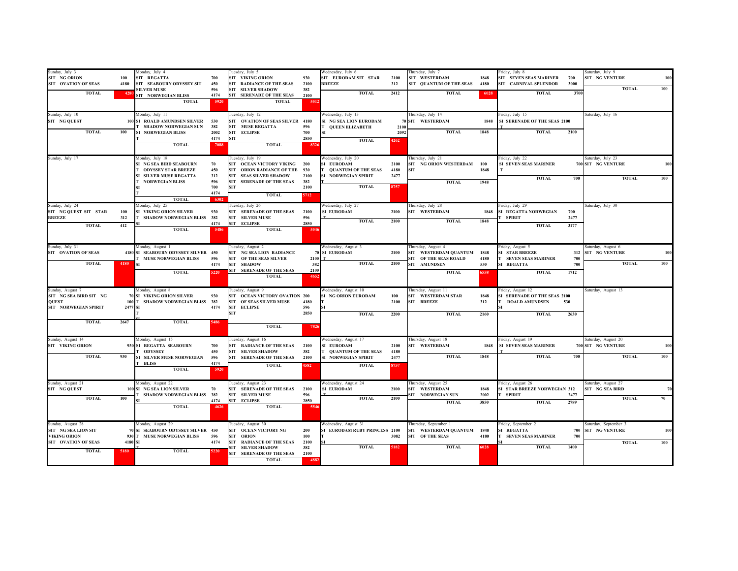| Sunday | Monday | Tuesday | Wednesday | Thursday | Friday | Saturday |
|---|---|---|---|---|---|---|
| Sunday, July 3<br>SIT NG ORION 100<br>SIT OVATION OF SEAS 4180<br>TOTAL 4280 | Monday, July 4<br>SIT REGATTA 700<br>SIT SEABOURN ODYSSEY SIT 450<br>SILVER MUSE 596<br>SIT NORWEGIAN BLISS 4174<br>TOTAL 5920 | Tuesday, July 5<br>SIT VIKING ORION 930<br>SIT RADIANCE OF THE SEAS 2100<br>SIT SILVER SHADOW 382<br>SIT SERENADE OF THE SEAS 2100<br>TOTAL 5512 | Wednesday, July 6<br>SIT EURODAM SIT STAR 2100<br>BREEZE 312<br>TOTAL 2412 | Thursday, July 7<br>SIT WESTERDAM 1848<br>SIT QUANTUM OF THE SEAS 4180<br>TOTAL 6028 | Friday, July 8<br>SIT SEVEN SEAS MARINER 700<br>SIT CARNIVAL SPLENDOR 3000<br>TOTAL 3700 | Saturday, July 9<br>SIT NG VENTURE 100<br>TOTAL 100 |
| Sunday, July 10<br>SIT NG QUEST 100<br>TOTAL 100 | Monday, July 11<br>SI ROALD AMUNDSEN SILVER 530<br>T SHADOW NORWEGIAN SUN 382<br>SI NORWEGIAN BLISS 2002<br>T 4174<br>TOTAL 7088 | Tuesday, July 12<br>SIT OVATION OF SEAS SILVER 4180<br>SIT MUSE REGATTA 596<br>SIT ECLIPSE 700<br>SIT 2850<br>TOTAL 8326 | Wednesday, July 13<br>SI NG SEA LION EURODAM 70<br>T QUEEN ELIZABETH 2100<br>SI 2092<br>TOTAL 4262 | Thursday, July 14<br>SIT WESTERDAM 1848<br>TOTAL 1848 | Friday, July 15<br>SI SERENADE OF THE SEAS 2100<br>T<br>TOTAL 2100 | Saturday, July 16 |
| Sunday, July 17 | Monday, July 18<br>SI NG SEA BIRD SEABOURN 70<br>T ODYSSEY STAR BREEZE 450<br>SI SILVER MUSE REGATTA 312<br>T NORWEGIAN BLISS 596<br>SI 700<br>T 4174<br>TOTAL 6302 | Tuesday, July 19<br>SIT OCEAN VICTORY VIKING 200<br>SIT ORION RADIANCE OF THE 930<br>SIT SEAS SILVER SHADOW 2100<br>SIT SERENADE OF THE SEAS 382<br>SIT 2100<br>TOTAL 5712 | Wednesday, July 20<br>SI EURODAM 2100<br>T QUANTUM OF THE SEAS 4180<br>SI NORWEGIAN SPIRIT 2477<br>T<br>TOTAL 8757 | Thursday, July 21<br>SIT NG ORION WESTERDAM 100<br>SIT 1848<br>TOTAL 1948 | Friday, July 22<br>SI SEVEN SEAS MARINER 700<br>T<br>TOTAL 700 | Saturday, July 23<br>SIT NG VENTURE 100<br>TOTAL 100 |
| Sunday, July 24<br>SIT NG QUEST SIT STAR 100<br>BREEZE 312<br>TOTAL 412 | Monday, July 25<br>SI VIKING ORION SILVER 930<br>T SHADOW NORWEGIAN BLISS 382<br>SI 4174<br>TOTAL 5486 | Tuesday, July 26<br>SIT SERENADE OF THE SEAS 2100<br>SIT SILVER MUSE 596<br>SIT ECLIPSE 2850<br>TOTAL 5546 | Wednesday, July 27<br>SI EURODAM 2100<br>T<br>TOTAL 2100 | Thursday, July 28<br>SIT WESTERDAM 1848<br>TOTAL 1848 | Friday, July 29<br>SI REGATTA NORWEGIAN 700<br>T SPIRIT 2477<br>TOTAL 3177 | Saturday, July 30 |
| Sunday, July 31<br>SIT OVATION OF SEAS 4180<br>TOTAL 4180 | Monday, August 1<br>SI SEABOURN ODYSSEY SILVER 450<br>T MUSE NORWEGIAN BLISS 596<br>SI 4174<br>TOTAL 5220 | Tuesday, August 2<br>SIT NG SEA LION RADIANCE 70<br>SIT OF THE SEAS SILVER 2100<br>SIT SHADOW 382<br>SIT SERENADE OF THE SEAS 2100<br>TOTAL 4652 | Wednesday, August 3<br>SI EURODAM 2100<br>T<br>TOTAL 2100 | Thursday, August 4<br>SIT WESTERDAM QUANTUM 1848<br>SIT OF THE SEAS ROALD 4180<br>SIT AMUNDSEN 530<br>TOTAL 6558 | Friday, August 5<br>SI STAR BREEZE 312<br>T SEVEN SEAS MARINER 700<br>SI REGATTA 700<br>TOTAL 1712 | Saturday, August 6<br>SIT NG VENTURE 100<br>TOTAL 100 |
| Sunday, August 7<br>SIT NG SEA BIRD SIT NG 70<br>QUEST 100<br>SIT NORWEGIAN SPIRIT 2477<br>TOTAL 2647 | Monday, August 8<br>SI VIKING ORION SILVER 930<br>T SHADOW NORWEGIAN BLISS 382<br>SI 4174<br>T<br>SI<br>TOTAL 5486 | Tuesday, August 9<br>SIT OCEAN VICTORY OVATION 200<br>SIT OF SEAS SILVER MUSE 4180<br>SIT ECLIPSE 596<br>SIT 2850<br>TOTAL 7826 | Wednesday, August 10<br>SI NG ORION EURODAM 100<br>T 2100<br>SI<br>TOTAL 2200 | Thursday, August 11<br>SIT WESTERDAM STAR 1848<br>SIT BREEZE 312<br>TOTAL 2160 | Friday, August 12<br>SI SERENADE OF THE SEAS 2100<br>T ROALD AMUNDSEN 530<br>SI<br>TOTAL 2630 | Saturday, August 13 |
| Sunday, August 14<br>SIT VIKING ORION 930<br>TOTAL 930 | Monday, August 15<br>SI REGATTA SEABOURN 700<br>T ODYSSEY 450<br>SI SILVER MUSE NORWEGIAN 596<br>T BLISS 4174<br>TOTAL 5920 | Tuesday, August 16<br>SIT RADIANCE OF THE SEAS 2100<br>SIT SILVER SHADOW 382<br>SIT SERENADE OF THE SEAS 2100<br>TOTAL 4582 | Wednesday, August 17<br>SI EURODAM 2100<br>T QUANTUM OF THE SEAS 4180<br>SI NORWEGIAN SPIRIT 2477<br>TOTAL 8757 | Thursday, August 18<br>SIT WESTERDAM 1848<br>TOTAL 1848 | Friday, August 19<br>SI SEVEN SEAS MARINER 700<br>T<br>TOTAL 700 | Saturday, August 20<br>SIT NG VENTURE 100<br>TOTAL 100 |
| Sunday, August 21<br>SIT NG QUEST 100<br>TOTAL 100 | Monday, August 22<br>SI NG SEA LION SILVER 70<br>T SHADOW NORWEGIAN BLISS 382<br>SI 4174<br>TOTAL 4626 | Tuesday, August 23<br>SIT SERENADE OF THE SEAS 2100<br>SIT SILVER MUSE 596<br>SIT ECLIPSE 2850<br>TOTAL 5546 | Wednesday, August 24<br>SI EURODAM 2100<br>T<br>TOTAL 2100 | Thursday, August 25<br>SIT WESTERDAM 1848<br>SIT NORWEGIAN SUN 2002<br>TOTAL 3850 | Friday, August 26<br>SI STAR BREEZE NORWEGIAN 312<br>T SPIRIT 2477<br>TOTAL 2789 | Saturday, August 27<br>SIT NG SEA BIRD 70<br>TOTAL 70 |
| Sunday, August 28<br>SIT NG SEA LION SIT 70<br>VIKING ORION 930<br>SIT OVATION OF SEAS 4180<br>TOTAL 5180 | Monday, August 29<br>SI SEABOURN ODYSSEY SILVER 450<br>T MUSE NORWEGIAN BLISS 596<br>SI 4174<br>T<br>TOTAL 5220 | Tuesday, August 30<br>SIT OCEAN VICTORY NG 200<br>SIT ORION 100<br>SIT RADIANCE OF THE SEAS 2100<br>SIT SILVER SHADOW 382<br>SIT SERENADE OF THE SEAS 2100<br>TOTAL 4882 | Wednesday, August 31<br>SI EURODAM RUBY PRINCESS 2100<br>T 3082<br>SI<br>TOTAL 5182 | Thursday, September 1<br>SIT WESTERDAM QUANTUM 1848<br>SIT OF THE SEAS 4180<br>TOTAL 6028 | Friday, September 2<br>SI REGATTA 700<br>T SEVEN SEAS MARINER 700<br>SI<br>TOTAL 1400 | Saturday, September 3<br>SIT NG VENTURE 100<br>TOTAL 100 |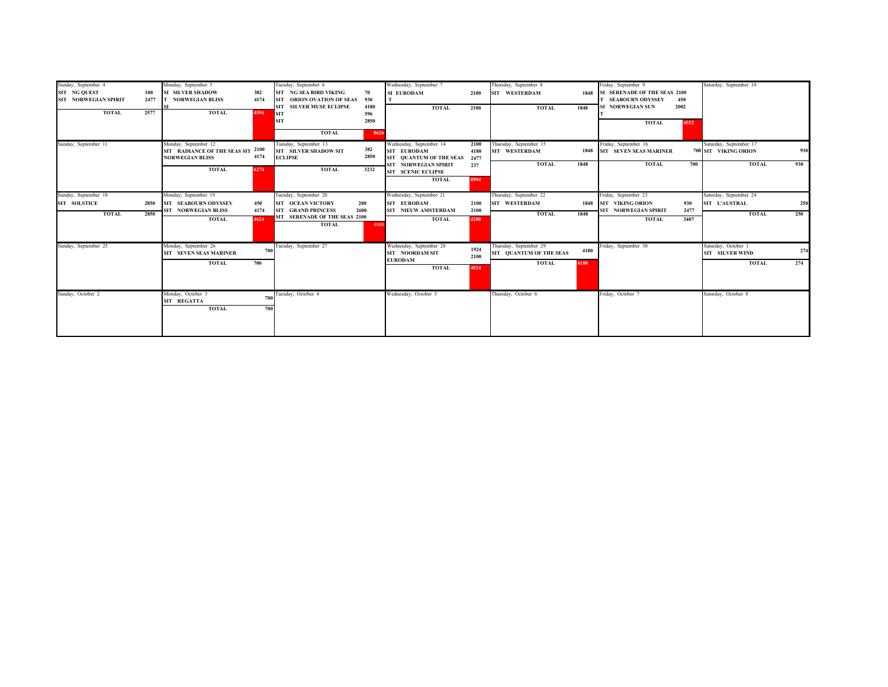| Sunday | Monday | Tuesday | Wednesday | Thursday | Friday | Saturday |
|---|---|---|---|---|---|---|
| Sunday, September 4<br>SIT NG QUEST 100<br>SIT NORWEGIAN SPIRIT 2477<br>TOTAL 2577 | Monday, September 5<br>SI SILVER SHADOW 382<br>T NORWEGIAN BLISS 4174<br>SI<br>TOTAL 4556 | Tuesday, September 6<br>SIT NG SEA BIRD VIKING 70<br>SIT ORION OVATION OF SEAS 930<br>SIT SILVER MUSE ECLIPSE 4180<br>SIT 596<br>SIT 2850<br>TOTAL 8626 | Wednesday, September 7<br>SI EURODAM 2100<br>T<br>TOTAL 2100 | Thursday, September 8<br>SIT WESTERDAM 1848<br>TOTAL 1848 | Friday, September 9<br>SI SERENADE OF THE SEAS 2100<br>T SEABOURN ODYSSEY 450<br>SI NORWEGIAN SUN 2002<br>T<br>TOTAL 4552 | Saturday, September 10 |
| Sunday, September 11 | Monday, September 12<br>SIT RADIANCE OF THE SEAS SIT 2100<br>NORWEGIAN BLISS 4174<br>TOTAL 6274 | Tuesday, September 13<br>SIT SILVER SHADOW SIT 382<br>ECLIPSE 2850<br>TOTAL 3232 | Wednesday, September 14<br>SIT EURODAM 2100<br>SIT QUANTUM OF THE SEAS 4180<br>SIT NORWEGIAN SPIRIT 2477<br>SIT SCENIC ECLIPSE 237<br>TOTAL 8994 | Thursday, September 15<br>SIT WESTERDAM 1848<br>TOTAL 1848 | Friday, September 16<br>SIT SEVEN SEAS MARINER 700<br>TOTAL 700 | Saturday, September 17<br>SIT VIKING ORION 930<br>TOTAL 930 |
| Sunday, September 18<br>SIT SOLSTICE 2850<br>TOTAL 2850 | Monday, September 19<br>SIT SEABOURN ODYSSEY 450<br>SIT NORWEGIAN BLISS 4174<br>TOTAL 4624 | Tuesday, September 20<br>SIT OCEAN VICTORY 200<br>SIT GRAND PRINCESS 2600<br>SIT SERENADE OF THE SEAS 2100<br>TOTAL 4900 | Wednesday, September 21<br>SIT EURODAM 2100<br>SIT NIEUW AMSTERDAM 2100<br>TOTAL 4200 | Thursday, September 22<br>SIT WESTERDAM 1848<br>TOTAL 1848 | Friday, September 23<br>SIT VIKING ORION 930<br>SIT NORWEGIAN SPIRIT 2477<br>TOTAL 3407 | Saturday, September 24<br>SIT L'AUSTRAL 250<br>TOTAL 250 |
| Sunday, September 25 | Monday, September 26<br>SIT SEVEN SEAS MARINER 700<br>TOTAL 700 | Tuesday, September 27 | Wednesday, September 28<br>SIT NOORDAM SIT 1924<br>EURODAM 2100<br>TOTAL 4024 | Thursday, September 29<br>SIT QUANTUM OF THE SEAS 4180<br>TOTAL 4180 | Friday, September 30 | Saturday, October 1<br>SIT SILVER WIND 274<br>TOTAL 274 |
| Sunday, October 2 | Monday, October 3<br>SIT REGATTA 700<br>TOTAL 700 | Tuesday, October 4 | Wednesday, October 5 | Thursday, October 6 | Friday, October 7 | Saturday, October 8 |